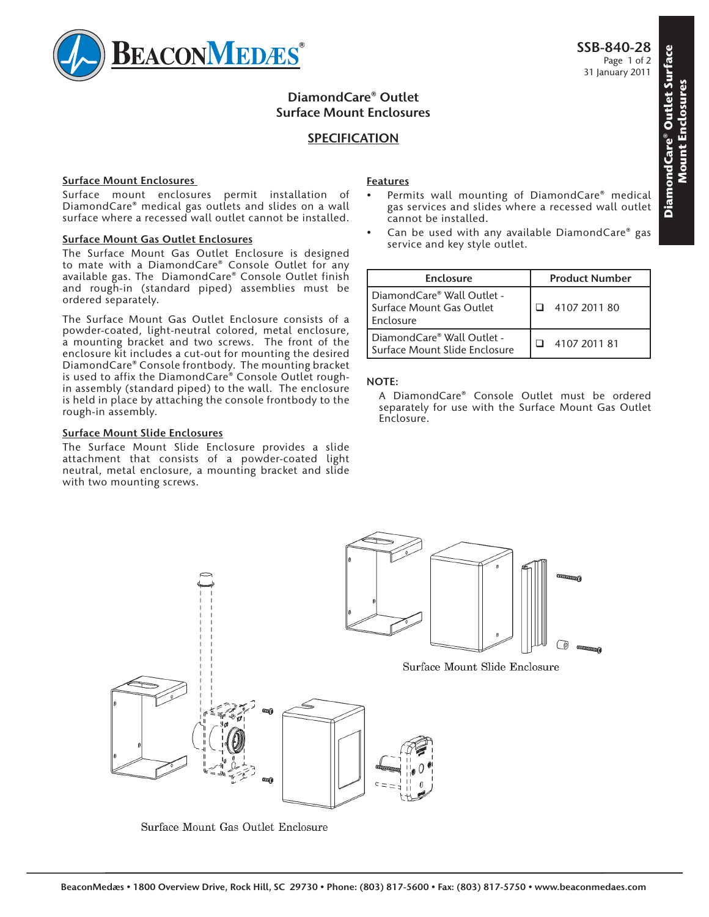# DiamondCare® Outlet Surface Mount Enclosures

## SPECIFICATION

### Surface Mount Enclosures

Surface mount enclosures permit installation of DiamondCare® medical gas outlets and slides on a wall surface where a recessed wall outlet cannot be installed.

### Surface Mount Gas Outlet Enclosures

The Surface Mount Gas Outlet Enclosure is designed to mate with a DiamondCare® Console Outlet for any available gas. The DiamondCare® Console Outlet finish and rough-in (standard piped) assemblies must be ordered separately.

The Surface Mount Gas Outlet Enclosure consists of a powder-coated, light-neutral colored, metal enclosure, a mounting bracket and two screws. The front of the enclosure kit includes a cut-out for mounting the desired DiamondCare® Console frontbody. The mounting bracket is used to affix the DiamondCare® Console Outlet rough-in assembly (standard piped) to the wall. The enclosure is held in place by attaching the console frontbody to the rough-in assembly.

### Surface Mount Slide Enclosures

The Surface Mount Slide Enclosure provides a slide attachment that consists of a powder-coated light neutral, metal enclosure, a mounting bracket and slide with two mounting screws.

### Features

- Permits wall mounting of DiamondCare® medical gas services and slides where a recessed wall outlet cannot be installed.
- Can be used with any available DiamondCare® gas service and key style outlet.

| Enclosure | Product Number |
|---|---|
| DiamondCare® Wall Outlet - Surface Mount Gas Outlet Enclosure | ☐ 4107 2011 80 |
| DiamondCare® Wall Outlet - Surface Mount Slide Enclosure | ☐ 4107 2011 81 |

**NOTE:**

A DiamondCare® Console Outlet must be ordered separately for use with the Surface Mount Gas Outlet Enclosure.

Surface Mount Slide Enclosure

Surface Mount Gas Outlet Enclosure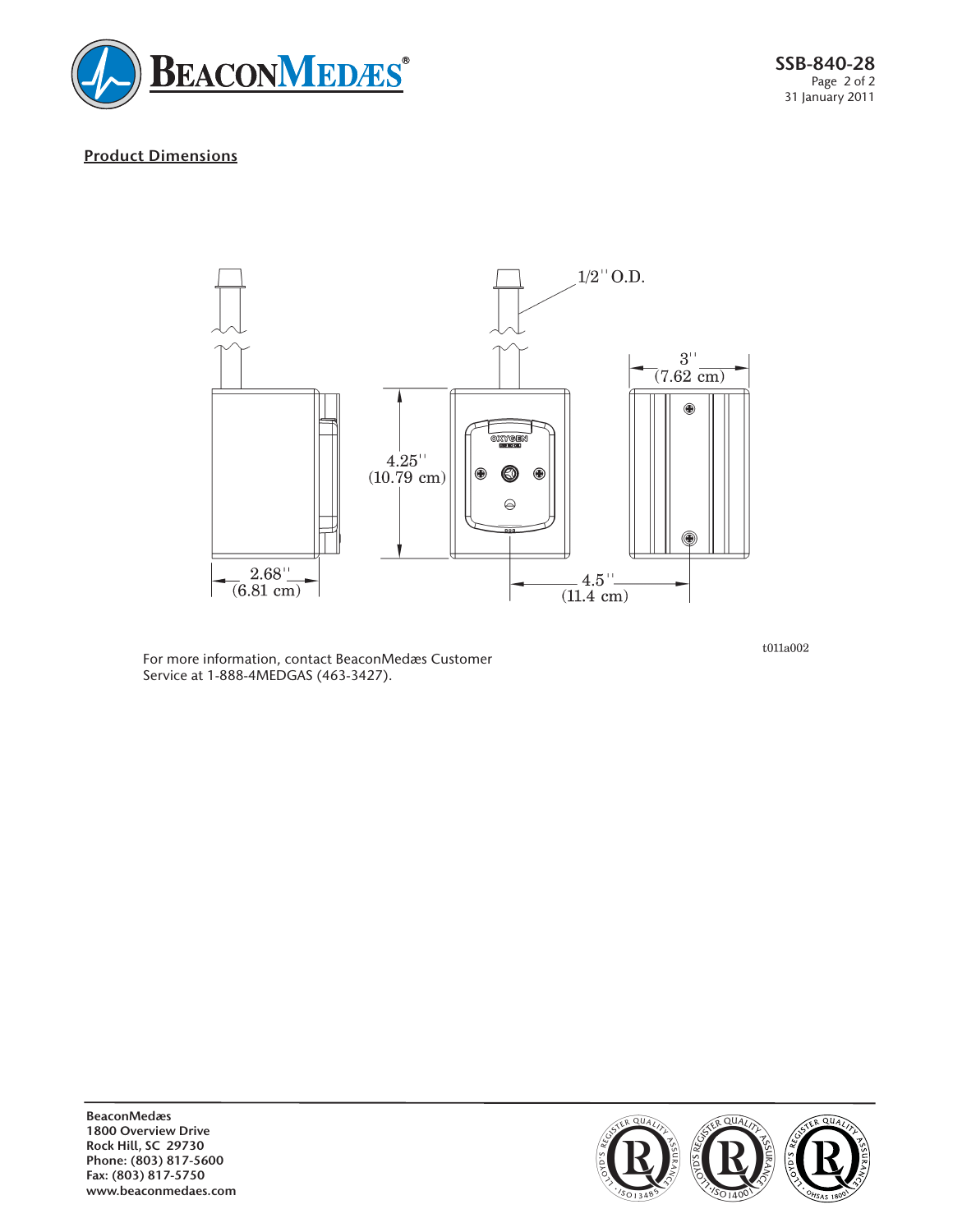## Product Dimensions

1/2'' O.D.

3''
(7.62 cm)

4.25''
(10.79 cm)

2.68''
(6.81 cm)

4.5''
(11.4 cm)

OXYGEN

t011a002

For more information, contact BeaconMedæs Customer Service at 1-888-4MEDGAS (463-3427).

**BeaconMedæs**
**1800 Overview Drive**
**Rock Hill, SC 29730**
**Phone: (803) 817-5600**
**Fax: (803) 817-5750**
**www.beaconmedaes.com**